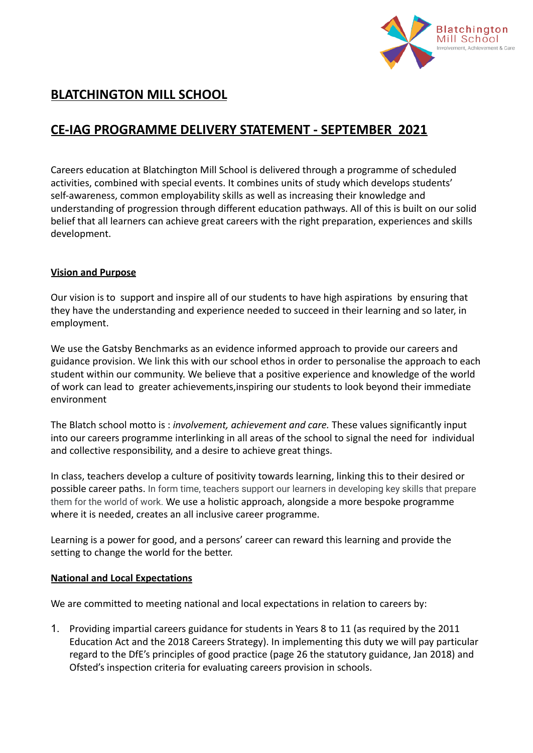# BLATCHINGTON MILL SCHOOL

## CE-IAG PROGRAMME DELIVERY STATEMENT - SEPTEMBER 2021

Careers education at Blatchington Mill School is delivered through a programme of scheduled activities, combined with special events. It combines units of study which develops students' self-awareness, common employability skills as well as increasing their knowledge and understanding of progression through different education pathways. All of this is built on our solid belief that all learners can achieve great careers with the right preparation, experiences and skills development.

### Vision and Purpose

Our vision is to support and inspire all of our students to have high aspirations by ensuring that they have the understanding and experience needed to succeed in their learning and so later, in employment.

We use the Gatsby Benchmarks as an evidence informed approach to provide our careers and guidance provision. We link this with our school ethos in order to personalise the approach to each student within our community. We believe that a positive experience and knowledge of the world of work can lead to greater achievements,inspiring our students to look beyond their immediate environment

The Blatch school motto is : *involvement, achievement and care.* These values significantly input into our careers programme interlinking in all areas of the school to signal the need for individual and collective responsibility, and a desire to achieve great things.

In class, teachers develop a culture of positivity towards learning, linking this to their desired or possible career paths. In form time, teachers support our learners in developing key skills that prepare them for the world of work. We use a holistic approach, alongside a more bespoke programme where it is needed, creates an all inclusive career programme.

Learning is a power for good, and a persons' career can reward this learning and provide the setting to change the world for the better.

### National and Local Expectations

We are committed to meeting national and local expectations in relation to careers by:

1. Providing impartial careers guidance for students in Years 8 to 11 (as required by the 2011 Education Act and the 2018 Careers Strategy). In implementing this duty we will pay particular regard to the DfE's principles of good practice (page 26 the statutory guidance, Jan 2018) and Ofsted's inspection criteria for evaluating careers provision in schools.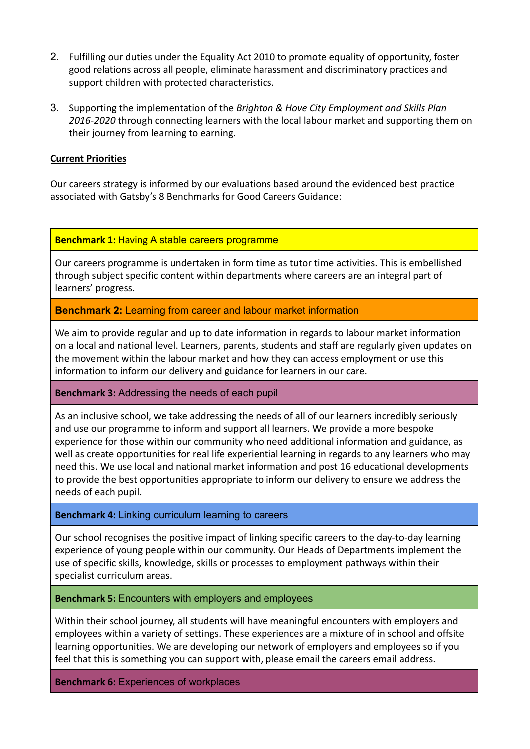2. Fulfilling our duties under the Equality Act 2010 to promote equality of opportunity, foster good relations across all people, eliminate harassment and discriminatory practices and support children with protected characteristics.

3. Supporting the implementation of the *Brighton & Hove City Employment and Skills Plan 2016-2020* through connecting learners with the local labour market and supporting them on their journey from learning to earning.

**Current Priorities**

Our careers strategy is informed by our evaluations based around the evidenced best practice associated with Gatsby's 8 Benchmarks for Good Careers Guidance:

**Benchmark 1:** Having A stable careers programme

Our careers programme is undertaken in form time as tutor time activities. This is embellished through subject specific content within departments where careers are an integral part of learners' progress.

**Benchmark 2:** Learning from career and labour market information

We aim to provide regular and up to date information in regards to labour market information on a local and national level. Learners, parents, students and staff are regularly given updates on the movement within the labour market and how they can access employment or use this information to inform our delivery and guidance for learners in our care.

**Benchmark 3:** Addressing the needs of each pupil

As an inclusive school, we take addressing the needs of all of our learners incredibly seriously and use our programme to inform and support all learners. We provide a more bespoke experience for those within our community who need additional information and guidance, as well as create opportunities for real life experiential learning in regards to any learners who may need this. We use local and national market information and post 16 educational developments to provide the best opportunities appropriate to inform our delivery to ensure we address the needs of each pupil.

**Benchmark 4:** Linking curriculum learning to careers

Our school recognises the positive impact of linking specific careers to the day-to-day learning experience of young people within our community. Our Heads of Departments implement the use of specific skills, knowledge, skills or processes to employment pathways within their specialist curriculum areas.

**Benchmark 5:** Encounters with employers and employees

Within their school journey, all students will have meaningful encounters with employers and employees within a variety of settings. These experiences are a mixture of in school and offsite learning opportunities. We are developing our network of employers and employees so if you feel that this is something you can support with, please email the careers email address.

**Benchmark 6:** Experiences of workplaces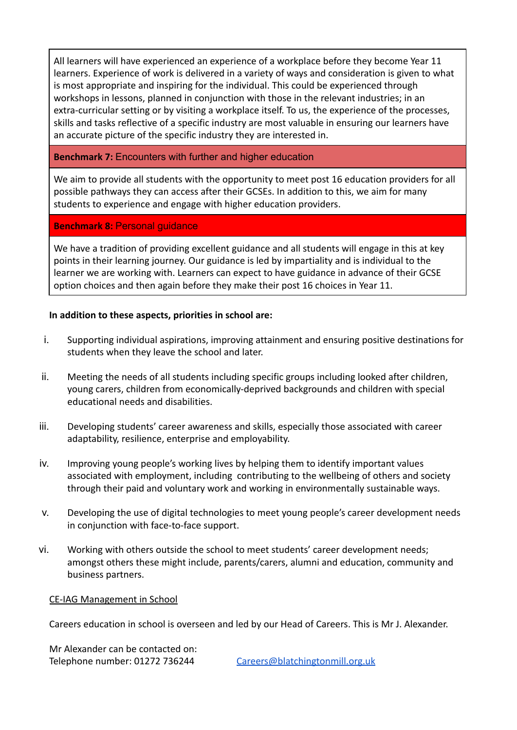| All learners will have experienced an experience of a workplace before they become Year 11 learners. Experience of work is delivered in a variety of ways and consideration is given to what is most appropriate and inspiring for the individual. This could be experienced through workshops in lessons, planned in conjunction with those in the relevant industries; in an extra-curricular setting or by visiting a workplace itself. To us, the experience of the processes, skills and tasks reflective of a specific industry are most valuable in ensuring our learners have an accurate picture of the specific industry they are interested in. |
|---|
| **Benchmark 7:** Encounters with further and higher education |
| We aim to provide all students with the opportunity to meet post 16 education providers for all possible pathways they can access after their GCSEs. In addition to this, we aim for many students to experience and engage with higher education providers. |
| **Benchmark 8:** Personal guidance |
| We have a tradition of providing excellent guidance and all students will engage in this at key points in their learning journey. Our guidance is led by impartiality and is individual to the learner we are working with. Learners can expect to have guidance in advance of their GCSE option choices and then again before they make their post 16 choices in Year 11. |

**In addition to these aspects, priorities in school are:**

i. Supporting individual aspirations, improving attainment and ensuring positive destinations for students when they leave the school and later.

ii. Meeting the needs of all students including specific groups including looked after children, young carers, children from economically-deprived backgrounds and children with special educational needs and disabilities.

iii. Developing students' career awareness and skills, especially those associated with career adaptability, resilience, enterprise and employability.

iv. Improving young people's working lives by helping them to identify important values associated with employment, including contributing to the wellbeing of others and society through their paid and voluntary work and working in environmentally sustainable ways.

v. Developing the use of digital technologies to meet young people's career development needs in conjunction with face-to-face support.

vi. Working with others outside the school to meet students' career development needs; amongst others these might include, parents/carers, alumni and education, community and business partners.

<u>CE-IAG Management in School</u>

Careers education in school is overseen and led by our Head of Careers. This is Mr J. Alexander.

Mr Alexander can be contacted on:
Telephone number: 01272 736244 [Careers@blatchingtonmill.org.uk](mailto:Careers@blatchingtonmill.org.uk)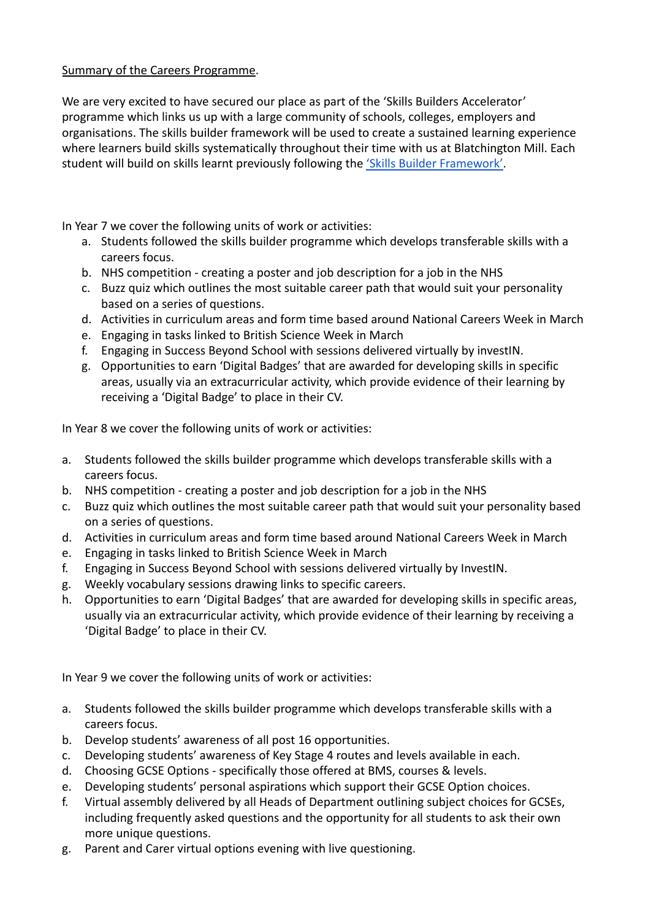<u>Summary of the Careers Programme</u>.

We are very excited to have secured our place as part of the 'Skills Builders Accelerator' programme which links us up with a large community of schools, colleges, employers and organisations. The skills builder framework will be used to create a sustained learning experience where learners build skills systematically throughout their time with us at Blatchington Mill. Each student will build on skills learnt previously following the ['Skills Builder Framework'](#).

In Year 7 we cover the following units of work or activities:

a. Students followed the skills builder programme which develops transferable skills with a careers focus.
b. NHS competition - creating a poster and job description for a job in the NHS
c. Buzz quiz which outlines the most suitable career path that would suit your personality based on a series of questions.
d. Activities in curriculum areas and form time based around National Careers Week in March
e. Engaging in tasks linked to British Science Week in March
f. Engaging in Success Beyond School with sessions delivered virtually by investIN.
g. Opportunities to earn 'Digital Badges' that are awarded for developing skills in specific areas, usually via an extracurricular activity, which provide evidence of their learning by receiving a 'Digital Badge' to place in their CV.

In Year 8 we cover the following units of work or activities:

a. Students followed the skills builder programme which develops transferable skills with a careers focus.
b. NHS competition - creating a poster and job description for a job in the NHS
c. Buzz quiz which outlines the most suitable career path that would suit your personality based on a series of questions.
d. Activities in curriculum areas and form time based around National Careers Week in March
e. Engaging in tasks linked to British Science Week in March
f. Engaging in Success Beyond School with sessions delivered virtually by InvestIN.
g. Weekly vocabulary sessions drawing links to specific careers.
h. Opportunities to earn 'Digital Badges' that are awarded for developing skills in specific areas, usually via an extracurricular activity, which provide evidence of their learning by receiving a 'Digital Badge' to place in their CV.

In Year 9 we cover the following units of work or activities:

a. Students followed the skills builder programme which develops transferable skills with a careers focus.
b. Develop students' awareness of all post 16 opportunities.
c. Developing students' awareness of Key Stage 4 routes and levels available in each.
d. Choosing GCSE Options - specifically those offered at BMS, courses & levels.
e. Developing students' personal aspirations which support their GCSE Option choices.
f. Virtual assembly delivered by all Heads of Department outlining subject choices for GCSEs, including frequently asked questions and the opportunity for all students to ask their own more unique questions.
g. Parent and Carer virtual options evening with live questioning.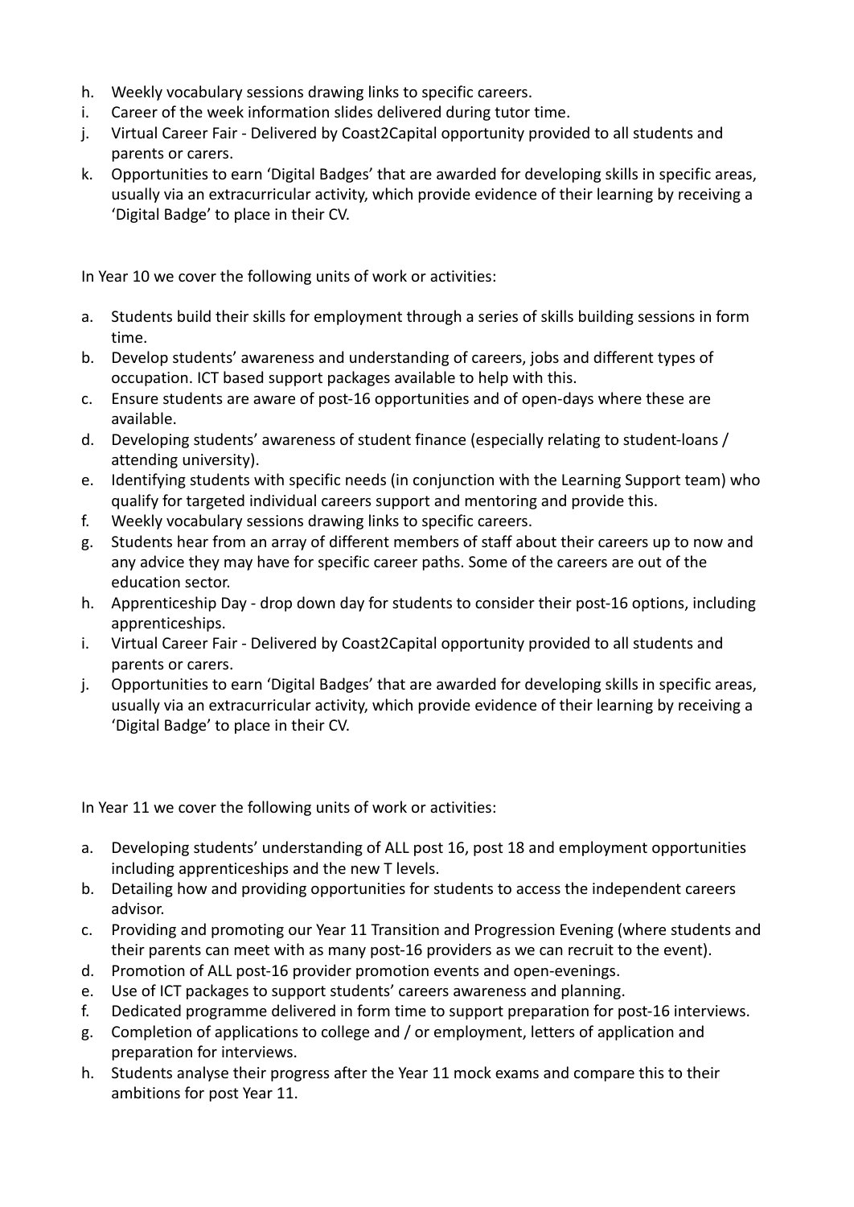h. Weekly vocabulary sessions drawing links to specific careers.
i. Career of the week information slides delivered during tutor time.
j. Virtual Career Fair - Delivered by Coast2Capital opportunity provided to all students and parents or carers.
k. Opportunities to earn 'Digital Badges' that are awarded for developing skills in specific areas, usually via an extracurricular activity, which provide evidence of their learning by receiving a 'Digital Badge' to place in their CV.

In Year 10 we cover the following units of work or activities:

a. Students build their skills for employment through a series of skills building sessions in form time.
b. Develop students' awareness and understanding of careers, jobs and different types of occupation. ICT based support packages available to help with this.
c. Ensure students are aware of post-16 opportunities and of open-days where these are available.
d. Developing students' awareness of student finance (especially relating to student-loans / attending university).
e. Identifying students with specific needs (in conjunction with the Learning Support team) who qualify for targeted individual careers support and mentoring and provide this.
f. Weekly vocabulary sessions drawing links to specific careers.
g. Students hear from an array of different members of staff about their careers up to now and any advice they may have for specific career paths. Some of the careers are out of the education sector.
h. Apprenticeship Day - drop down day for students to consider their post-16 options, including apprenticeships.
i. Virtual Career Fair - Delivered by Coast2Capital opportunity provided to all students and parents or carers.
j. Opportunities to earn 'Digital Badges' that are awarded for developing skills in specific areas, usually via an extracurricular activity, which provide evidence of their learning by receiving a 'Digital Badge' to place in their CV.

In Year 11 we cover the following units of work or activities:

a. Developing students' understanding of ALL post 16, post 18 and employment opportunities including apprenticeships and the new T levels.
b. Detailing how and providing opportunities for students to access the independent careers advisor.
c. Providing and promoting our Year 11 Transition and Progression Evening (where students and their parents can meet with as many post-16 providers as we can recruit to the event).
d. Promotion of ALL post-16 provider promotion events and open-evenings.
e. Use of ICT packages to support students' careers awareness and planning.
f. Dedicated programme delivered in form time to support preparation for post-16 interviews.
g. Completion of applications to college and / or employment, letters of application and preparation for interviews.
h. Students analyse their progress after the Year 11 mock exams and compare this to their ambitions for post Year 11.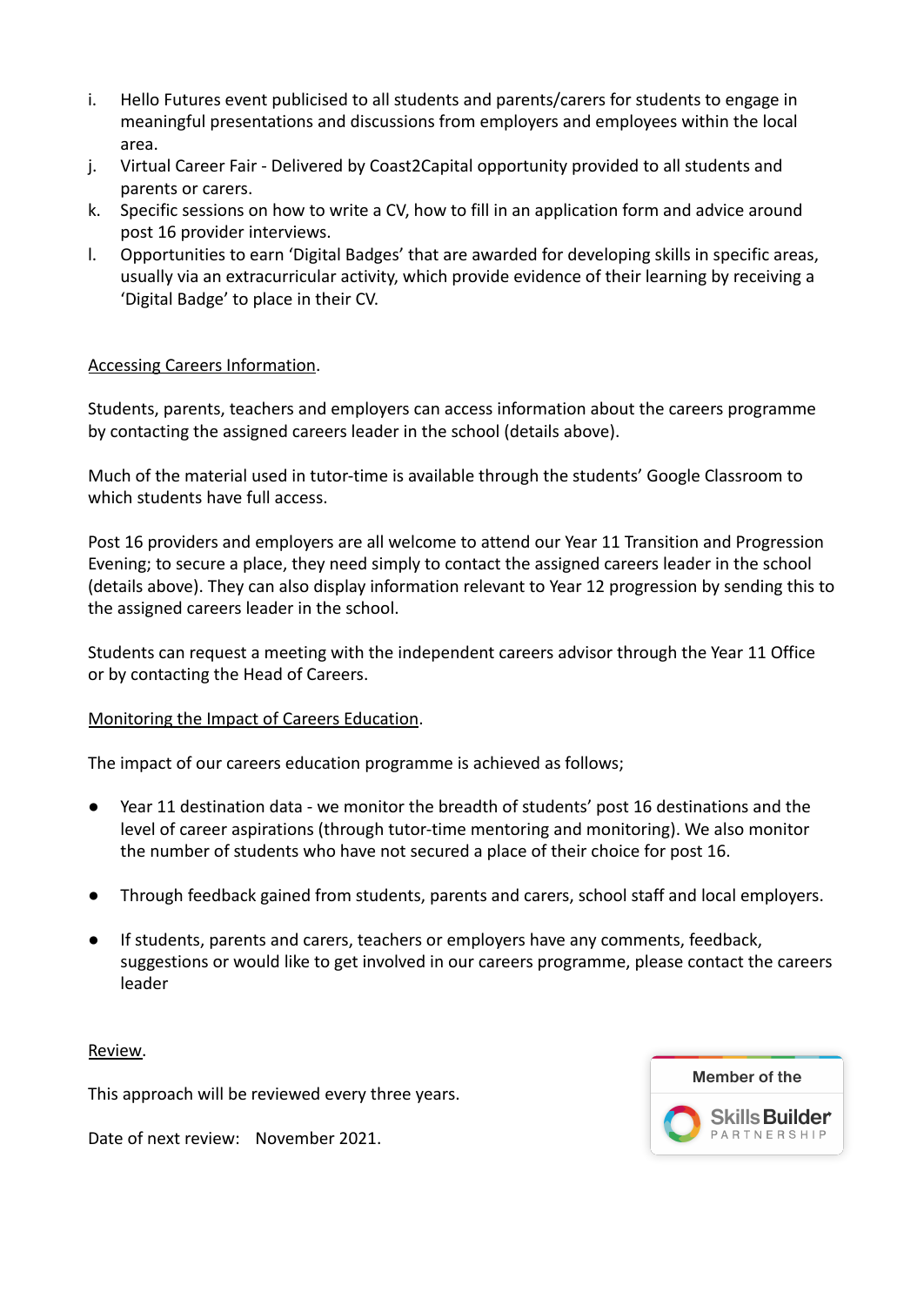i. Hello Futures event publicised to all students and parents/carers for students to engage in meaningful presentations and discussions from employers and employees within the local area.
j. Virtual Career Fair - Delivered by Coast2Capital opportunity provided to all students and parents or carers.
k. Specific sessions on how to write a CV, how to fill in an application form and advice around post 16 provider interviews.
l. Opportunities to earn 'Digital Badges' that are awarded for developing skills in specific areas, usually via an extracurricular activity, which provide evidence of their learning by receiving a 'Digital Badge' to place in their CV.

<u>Accessing Careers Information</u>.

Students, parents, teachers and employers can access information about the careers programme by contacting the assigned careers leader in the school (details above).

Much of the material used in tutor-time is available through the students' Google Classroom to which students have full access.

Post 16 providers and employers are all welcome to attend our Year 11 Transition and Progression Evening; to secure a place, they need simply to contact the assigned careers leader in the school (details above). They can also display information relevant to Year 12 progression by sending this to the assigned careers leader in the school.

Students can request a meeting with the independent careers advisor through the Year 11 Office or by contacting the Head of Careers.

<u>Monitoring the Impact of Careers Education</u>.

The impact of our careers education programme is achieved as follows;

- Year 11 destination data - we monitor the breadth of students' post 16 destinations and the level of career aspirations (through tutor-time mentoring and monitoring). We also monitor the number of students who have not secured a place of their choice for post 16.

- Through feedback gained from students, parents and carers, school staff and local employers.

- If students, parents and carers, teachers or employers have any comments, feedback, suggestions or would like to get involved in our careers programme, please contact the careers leader

<u>Review</u>.

This approach will be reviewed every three years.

Date of next review: November 2021.

Member of the Skills Builder PARTNERSHIP